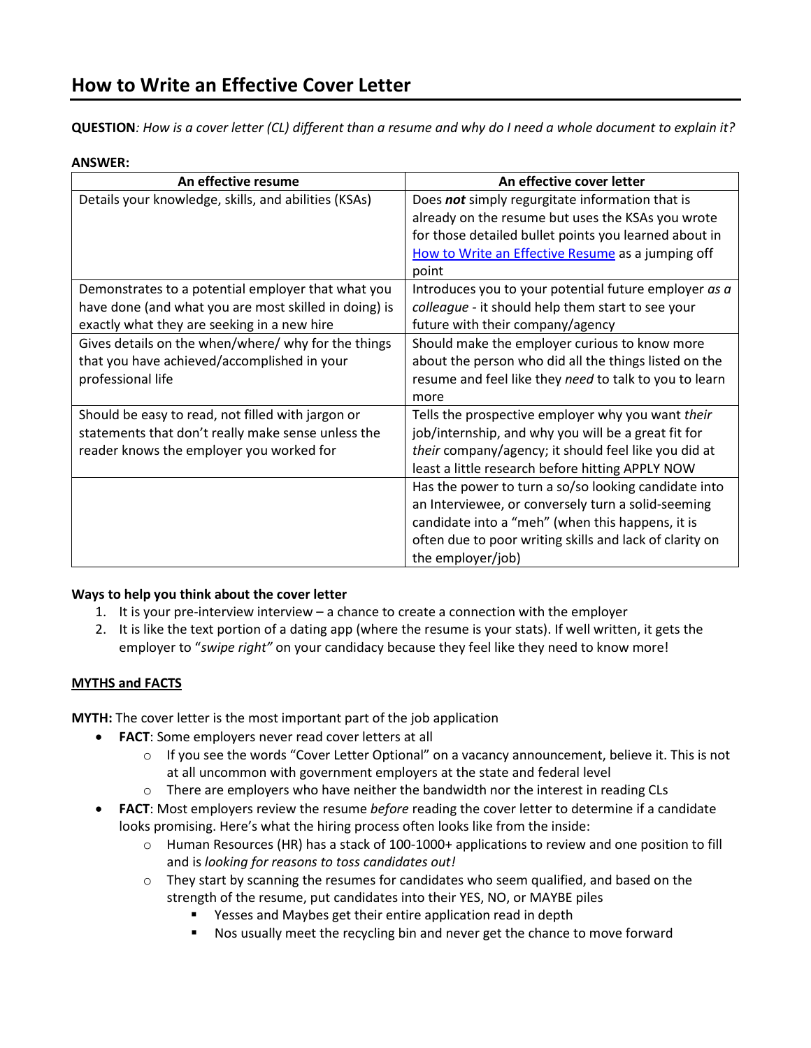# How to Write an Effective Cover Letter

**QUESTION**: *How is a cover letter (CL) different than a resume and why do I need a whole document to explain it?*

**ANSWER:**

| An effective resume | An effective cover letter |
|---|---|
| Details your knowledge, skills, and abilities (KSAs) | Does ***not*** simply regurgitate information that is already on the resume but uses the KSAs you wrote for those detailed bullet points you learned about in How to Write an Effective Resume as a jumping off point |
| Demonstrates to a potential employer that what you have done (and what you are most skilled in doing) is exactly what they are seeking in a new hire | Introduces you to your potential future employer *as a colleague* - it should help them start to see your future with their company/agency |
| Gives details on the when/where/ why for the things that you have achieved/accomplished in your professional life | Should make the employer curious to know more about the person who did all the things listed on the resume and feel like they *need* to talk to you to learn more |
| Should be easy to read, not filled with jargon or statements that don't really make sense unless the reader knows the employer you worked for | Tells the prospective employer why you want *their* job/internship, and why you will be a great fit for *their* company/agency; it should feel like you did at least a little research before hitting APPLY NOW |
| | Has the power to turn a so/so looking candidate into an Interviewee, or conversely turn a solid-seeming candidate into a "meh" (when this happens, it is often due to poor writing skills and lack of clarity on the employer/job) |

**Ways to help you think about the cover letter**

1. It is your pre-interview interview – a chance to create a connection with the employer
2. It is like the text portion of a dating app (where the resume is your stats). If well written, it gets the employer to "*swipe right"* on your candidacy because they feel like they need to know more!

**MYTHS and FACTS**

**MYTH:** The cover letter is the most important part of the job application

- **FACT**: Some employers never read cover letters at all
  - If you see the words "Cover Letter Optional" on a vacancy announcement, believe it. This is not at all uncommon with government employers at the state and federal level
  - There are employers who have neither the bandwidth nor the interest in reading CLs
- **FACT**: Most employers review the resume *before* reading the cover letter to determine if a candidate looks promising. Here's what the hiring process often looks like from the inside:
  - Human Resources (HR) has a stack of 100-1000+ applications to review and one position to fill and is *looking for reasons to toss candidates out!*
  - They start by scanning the resumes for candidates who seem qualified, and based on the strength of the resume, put candidates into their YES, NO, or MAYBE piles
    - Yesses and Maybes get their entire application read in depth
    - Nos usually meet the recycling bin and never get the chance to move forward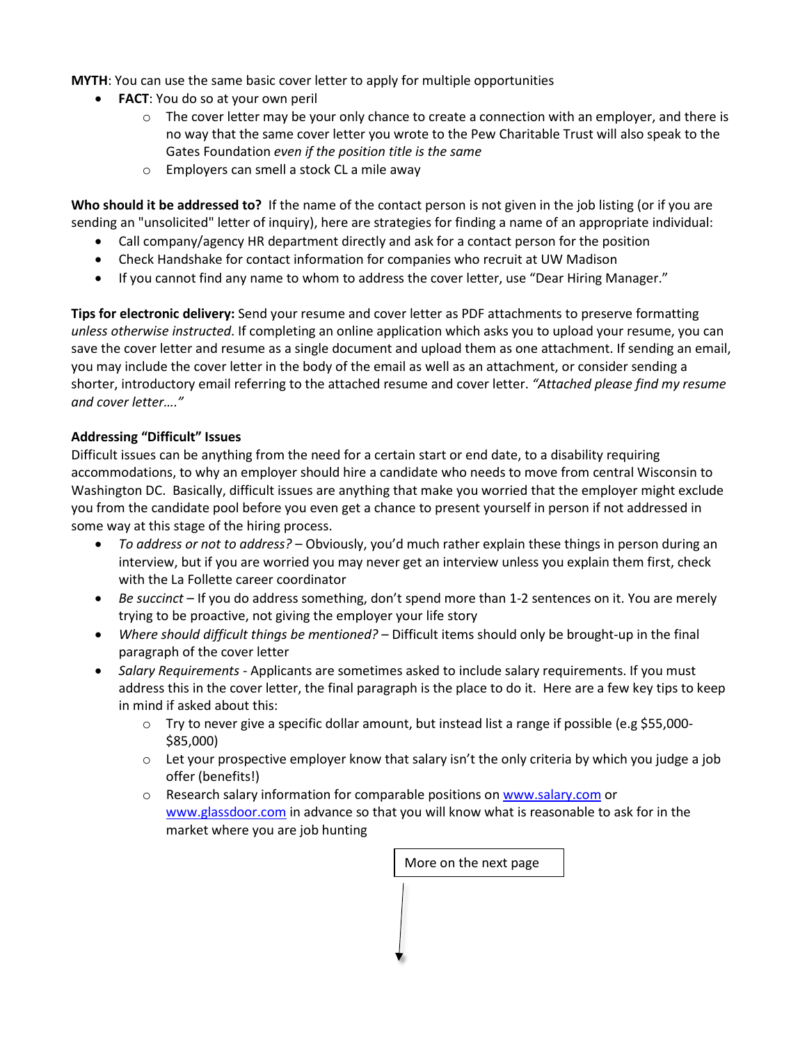**MYTH**: You can use the same basic cover letter to apply for multiple opportunities

- **FACT**: You do so at your own peril
  - The cover letter may be your only chance to create a connection with an employer, and there is no way that the same cover letter you wrote to the Pew Charitable Trust will also speak to the Gates Foundation *even if the position title is the same*
  - Employers can smell a stock CL a mile away

**Who should it be addressed to?** If the name of the contact person is not given in the job listing (or if you are sending an "unsolicited" letter of inquiry), here are strategies for finding a name of an appropriate individual:

- Call company/agency HR department directly and ask for a contact person for the position
- Check Handshake for contact information for companies who recruit at UW Madison
- If you cannot find any name to whom to address the cover letter, use "Dear Hiring Manager."

**Tips for electronic delivery:** Send your resume and cover letter as PDF attachments to preserve formatting *unless otherwise instructed*. If completing an online application which asks you to upload your resume, you can save the cover letter and resume as a single document and upload them as one attachment. If sending an email, you may include the cover letter in the body of the email as well as an attachment, or consider sending a shorter, introductory email referring to the attached resume and cover letter. *"Attached please find my resume and cover letter…."*

**Addressing "Difficult" Issues**

Difficult issues can be anything from the need for a certain start or end date, to a disability requiring accommodations, to why an employer should hire a candidate who needs to move from central Wisconsin to Washington DC. Basically, difficult issues are anything that make you worried that the employer might exclude you from the candidate pool before you even get a chance to present yourself in person if not addressed in some way at this stage of the hiring process.

- *To address or not to address?* – Obviously, you'd much rather explain these things in person during an interview, but if you are worried you may never get an interview unless you explain them first, check with the La Follette career coordinator
- *Be succinct* – If you do address something, don't spend more than 1-2 sentences on it. You are merely trying to be proactive, not giving the employer your life story
- *Where should difficult things be mentioned?* – Difficult items should only be brought-up in the final paragraph of the cover letter
- *Salary Requirements* - Applicants are sometimes asked to include salary requirements. If you must address this in the cover letter, the final paragraph is the place to do it. Here are a few key tips to keep in mind if asked about this:
  - Try to never give a specific dollar amount, but instead list a range if possible (e.g $55,000-$85,000)
  - Let your prospective employer know that salary isn't the only criteria by which you judge a job offer (benefits!)
  - Research salary information for comparable positions on www.salary.com or www.glassdoor.com in advance so that you will know what is reasonable to ask for in the market where you are job hunting

More on the next page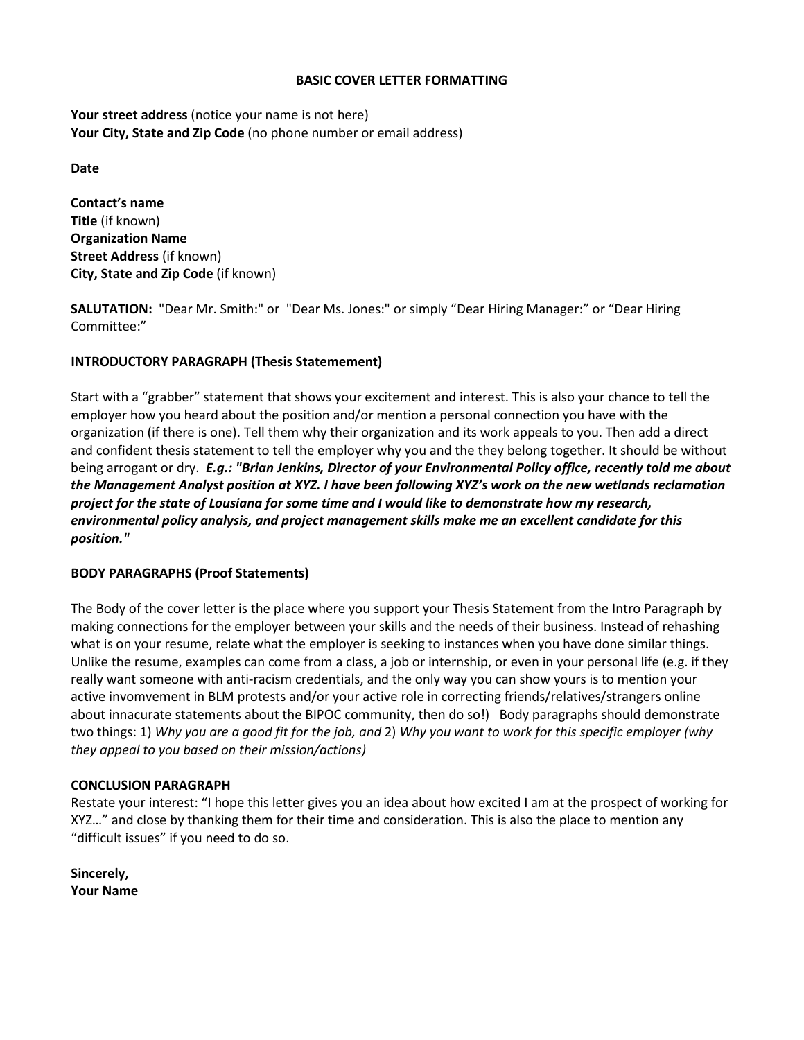**BASIC COVER LETTER FORMATTING**

**Your street address** (notice your name is not here)
**Your City, State and Zip Code** (no phone number or email address)

**Date**

**Contact's name**
**Title** (if known)
**Organization Name**
**Street Address** (if known)
**City, State and Zip Code** (if known)

**SALUTATION:** "Dear Mr. Smith:" or "Dear Ms. Jones:" or simply "Dear Hiring Manager:" or "Dear Hiring Committee:"

**INTRODUCTORY PARAGRAPH (Thesis Statemement)**

Start with a "grabber" statement that shows your excitement and interest. This is also your chance to tell the employer how you heard about the position and/or mention a personal connection you have with the organization (if there is one). Tell them why their organization and its work appeals to you. Then add a direct and confident thesis statement to tell the employer why you and the they belong together. It should be without being arrogant or dry. ***E.g.: "Brian Jenkins, Director of your Environmental Policy office, recently told me about the Management Analyst position at XYZ. I have been following XYZ's work on the new wetlands reclamation project for the state of Lousiana for some time and I would like to demonstrate how my research, environmental policy analysis, and project management skills make me an excellent candidate for this position."***

**BODY PARAGRAPHS (Proof Statements)**

The Body of the cover letter is the place where you support your Thesis Statement from the Intro Paragraph by making connections for the employer between your skills and the needs of their business. Instead of rehashing what is on your resume, relate what the employer is seeking to instances when you have done similar things. Unlike the resume, examples can come from a class, a job or internship, or even in your personal life (e.g. if they really want someone with anti-racism credentials, and the only way you can show yours is to mention your active invomvement in BLM protests and/or your active role in correcting friends/relatives/strangers online about innacurate statements about the BIPOC community, then do so!) Body paragraphs should demonstrate two things: 1) *Why you are a good fit for the job, and* 2) *Why you want to work for this specific employer (why they appeal to you based on their mission/actions)*

**CONCLUSION PARAGRAPH**
Restate your interest: "I hope this letter gives you an idea about how excited I am at the prospect of working for XYZ…" and close by thanking them for their time and consideration. This is also the place to mention any "difficult issues" if you need to do so.

**Sincerely,**
**Your Name**